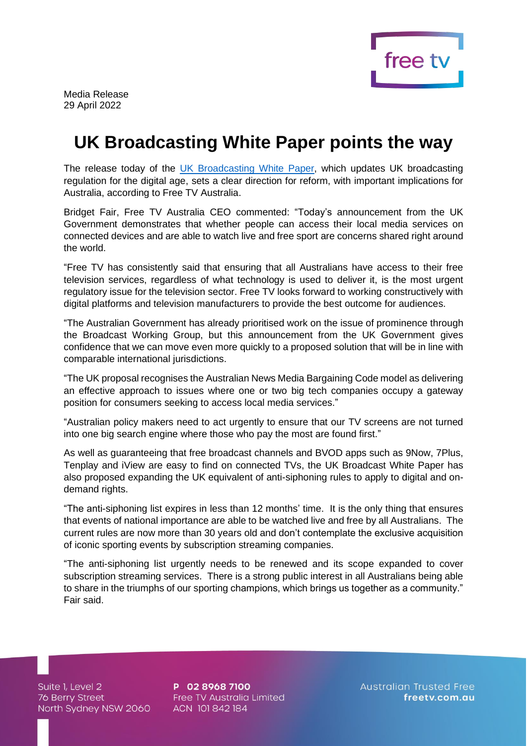Media Release
29 April 2022

# UK Broadcasting White Paper points the way

The release today of the [UK Broadcasting White Paper](), which updates UK broadcasting regulation for the digital age, sets a clear direction for reform, with important implications for Australia, according to Free TV Australia.

Bridget Fair, Free TV Australia CEO commented: "Today's announcement from the UK Government demonstrates that whether people can access their local media services on connected devices and are able to watch live and free sport are concerns shared right around the world.

"Free TV has consistently said that ensuring that all Australians have access to their free television services, regardless of what technology is used to deliver it, is the most urgent regulatory issue for the television sector. Free TV looks forward to working constructively with digital platforms and television manufacturers to provide the best outcome for audiences.

"The Australian Government has already prioritised work on the issue of prominence through the Broadcast Working Group, but this announcement from the UK Government gives confidence that we can move even more quickly to a proposed solution that will be in line with comparable international jurisdictions.

"The UK proposal recognises the Australian News Media Bargaining Code model as delivering an effective approach to issues where one or two big tech companies occupy a gateway position for consumers seeking to access local media services."

"Australian policy makers need to act urgently to ensure that our TV screens are not turned into one big search engine where those who pay the most are found first."

As well as guaranteeing that free broadcast channels and BVOD apps such as 9Now, 7Plus, Tenplay and iView are easy to find on connected TVs, the UK Broadcast White Paper has also proposed expanding the UK equivalent of anti-siphoning rules to apply to digital and on-demand rights.

"The anti-siphoning list expires in less than 12 months' time. It is the only thing that ensures that events of national importance are able to be watched live and free by all Australians. The current rules are now more than 30 years old and don't contemplate the exclusive acquisition of iconic sporting events by subscription streaming companies.

"The anti-siphoning list urgently needs to be renewed and its scope expanded to cover subscription streaming services. There is a strong public interest in all Australians being able to share in the triumphs of our sporting champions, which brings us together as a community." Fair said.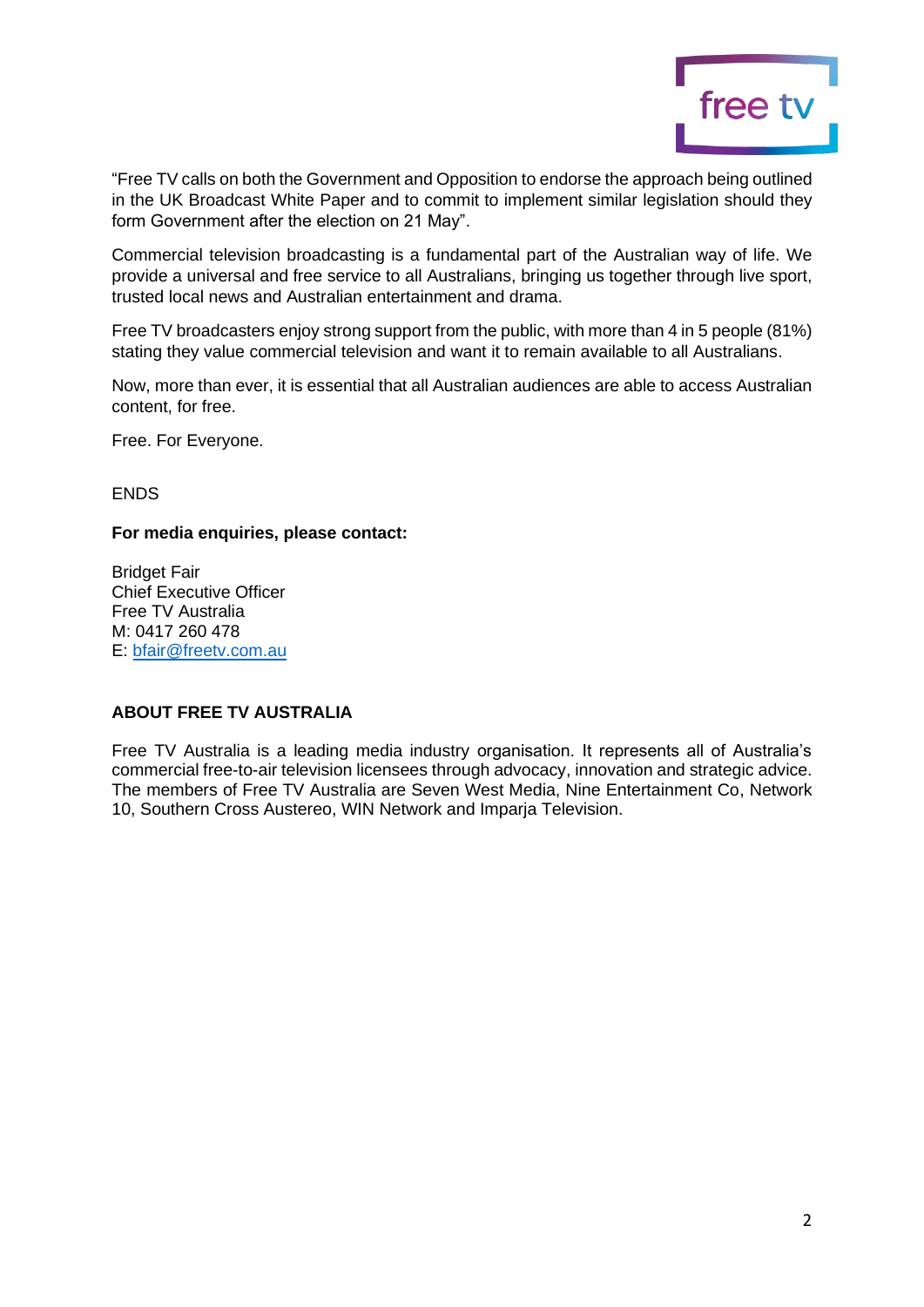"Free TV calls on both the Government and Opposition to endorse the approach being outlined in the UK Broadcast White Paper and to commit to implement similar legislation should they form Government after the election on 21 May".

Commercial television broadcasting is a fundamental part of the Australian way of life. We provide a universal and free service to all Australians, bringing us together through live sport, trusted local news and Australian entertainment and drama.

Free TV broadcasters enjoy strong support from the public, with more than 4 in 5 people (81%) stating they value commercial television and want it to remain available to all Australians.

Now, more than ever, it is essential that all Australian audiences are able to access Australian content, for free.

Free. For Everyone.

ENDS

**For media enquiries, please contact:**

Bridget Fair  
Chief Executive Officer  
Free TV Australia  
M: 0417 260 478  
E: bfair@freetv.com.au

**ABOUT FREE TV AUSTRALIA**

Free TV Australia is a leading media industry organisation. It represents all of Australia's commercial free-to-air television licensees through advocacy, innovation and strategic advice. The members of Free TV Australia are Seven West Media, Nine Entertainment Co, Network 10, Southern Cross Austereo, WIN Network and Imparja Television.